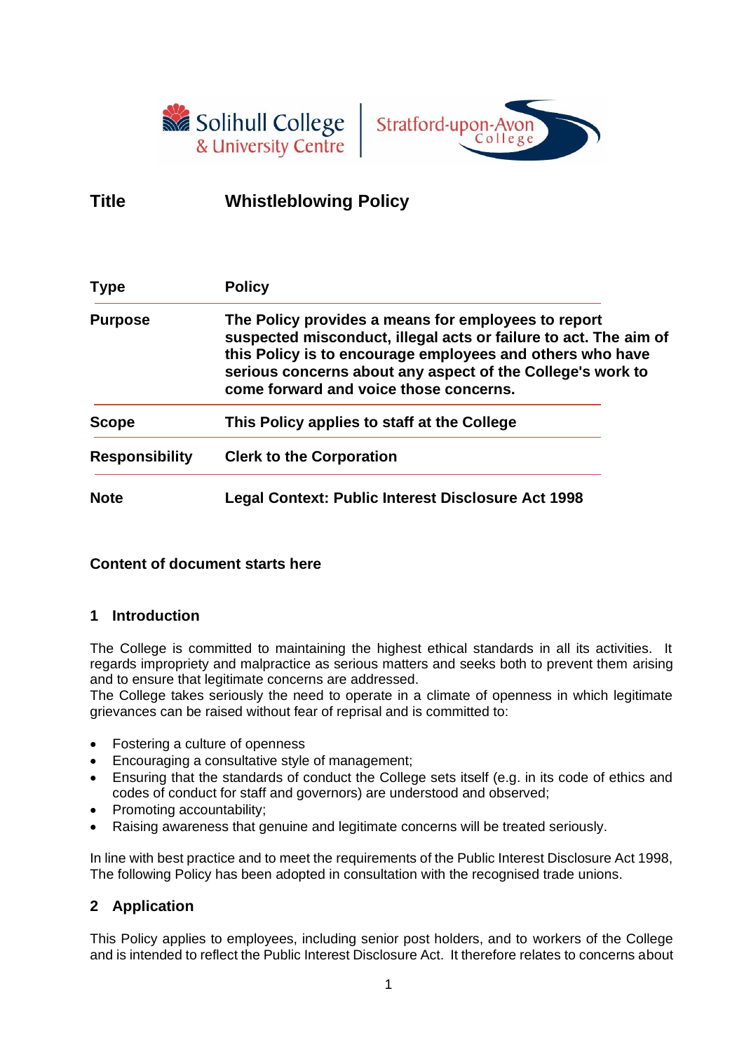| Title | Whistleblowing Policy |
|---|---|
| **Type** | **Policy** |
| **Purpose** | **The Policy provides a means for employees to report suspected misconduct, illegal acts or failure to act. The aim of this Policy is to encourage employees and others who have serious concerns about any aspect of the College's work to come forward and voice those concerns.** |
| **Scope** | **This Policy applies to staff at the College** |
| **Responsibility** | **Clerk to the Corporation** |
| **Note** | **Legal Context: Public Interest Disclosure Act 1998** |

**Content of document starts here**

## 1 Introduction

The College is committed to maintaining the highest ethical standards in all its activities. It regards impropriety and malpractice as serious matters and seeks both to prevent them arising and to ensure that legitimate concerns are addressed.
The College takes seriously the need to operate in a climate of openness in which legitimate grievances can be raised without fear of reprisal and is committed to:

- Fostering a culture of openness
- Encouraging a consultative style of management;
- Ensuring that the standards of conduct the College sets itself (e.g. in its code of ethics and codes of conduct for staff and governors) are understood and observed;
- Promoting accountability;
- Raising awareness that genuine and legitimate concerns will be treated seriously.

In line with best practice and to meet the requirements of the Public Interest Disclosure Act 1998, The following Policy has been adopted in consultation with the recognised trade unions.

## 2 Application

This Policy applies to employees, including senior post holders, and to workers of the College and is intended to reflect the Public Interest Disclosure Act. It therefore relates to concerns about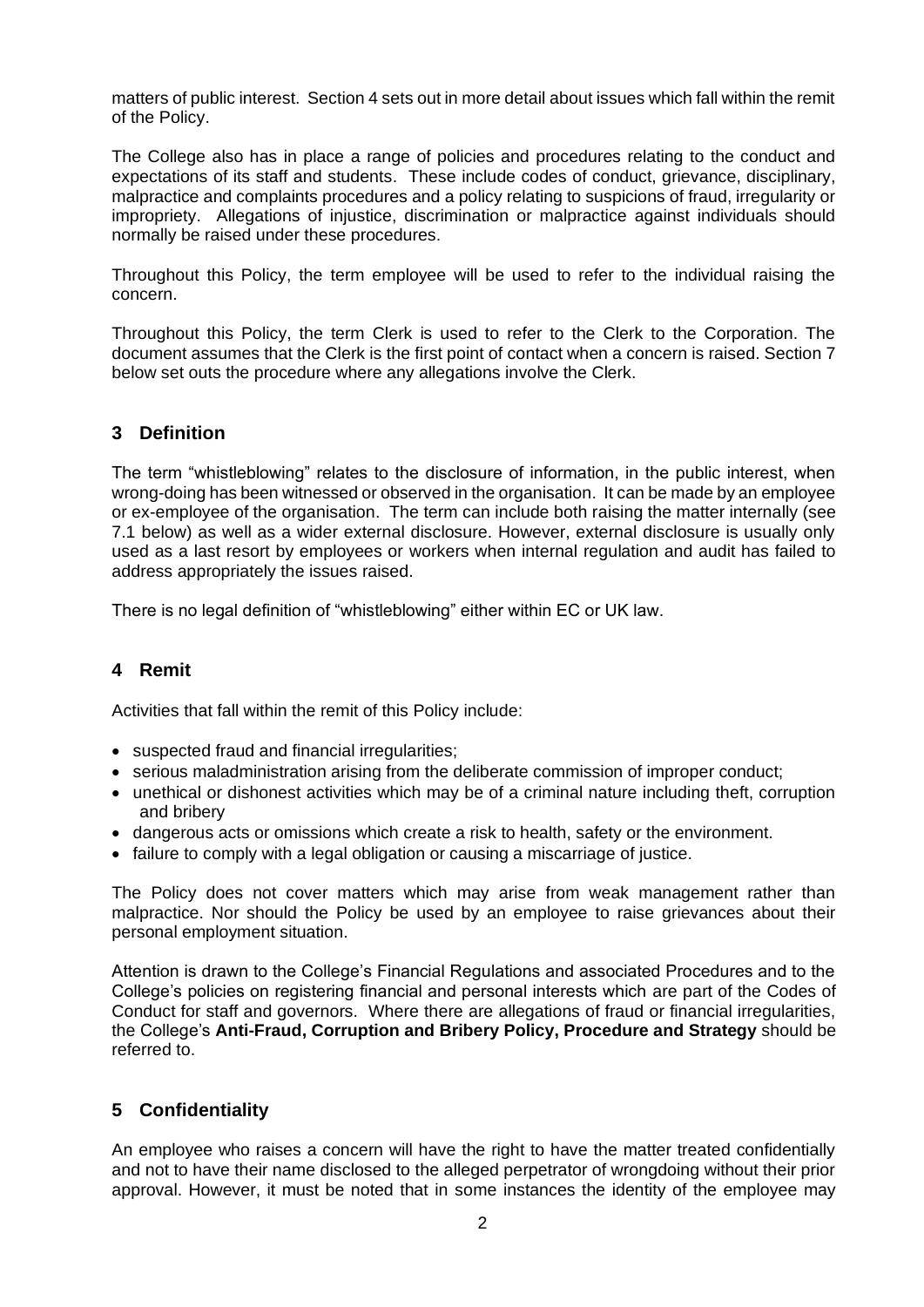matters of public interest. Section 4 sets out in more detail about issues which fall within the remit of the Policy.

The College also has in place a range of policies and procedures relating to the conduct and expectations of its staff and students. These include codes of conduct, grievance, disciplinary, malpractice and complaints procedures and a policy relating to suspicions of fraud, irregularity or impropriety. Allegations of injustice, discrimination or malpractice against individuals should normally be raised under these procedures.

Throughout this Policy, the term employee will be used to refer to the individual raising the concern.

Throughout this Policy, the term Clerk is used to refer to the Clerk to the Corporation. The document assumes that the Clerk is the first point of contact when a concern is raised. Section 7 below set outs the procedure where any allegations involve the Clerk.

## 3 Definition

The term "whistleblowing" relates to the disclosure of information, in the public interest, when wrong-doing has been witnessed or observed in the organisation. It can be made by an employee or ex-employee of the organisation. The term can include both raising the matter internally (see 7.1 below) as well as a wider external disclosure. However, external disclosure is usually only used as a last resort by employees or workers when internal regulation and audit has failed to address appropriately the issues raised.

There is no legal definition of "whistleblowing" either within EC or UK law.

## 4 Remit

Activities that fall within the remit of this Policy include:

- suspected fraud and financial irregularities;
- serious maladministration arising from the deliberate commission of improper conduct;
- unethical or dishonest activities which may be of a criminal nature including theft, corruption and bribery
- dangerous acts or omissions which create a risk to health, safety or the environment.
- failure to comply with a legal obligation or causing a miscarriage of justice.

The Policy does not cover matters which may arise from weak management rather than malpractice. Nor should the Policy be used by an employee to raise grievances about their personal employment situation.

Attention is drawn to the College's Financial Regulations and associated Procedures and to the College's policies on registering financial and personal interests which are part of the Codes of Conduct for staff and governors. Where there are allegations of fraud or financial irregularities, the College's **Anti-Fraud, Corruption and Bribery Policy, Procedure and Strategy** should be referred to.

## 5 Confidentiality

An employee who raises a concern will have the right to have the matter treated confidentially and not to have their name disclosed to the alleged perpetrator of wrongdoing without their prior approval. However, it must be noted that in some instances the identity of the employee may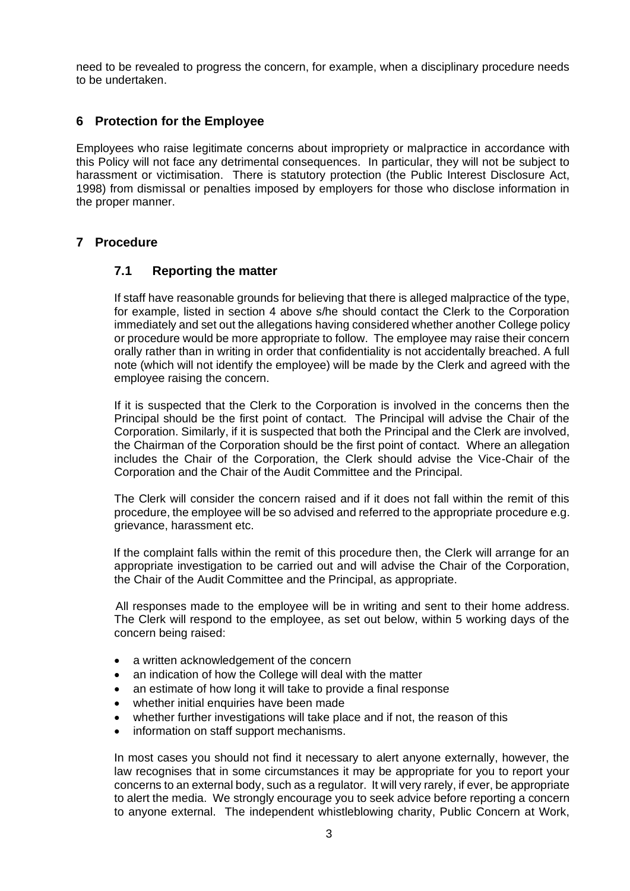need to be revealed to progress the concern, for example, when a disciplinary procedure needs to be undertaken.

## 6 Protection for the Employee

Employees who raise legitimate concerns about impropriety or malpractice in accordance with this Policy will not face any detrimental consequences. In particular, they will not be subject to harassment or victimisation. There is statutory protection (the Public Interest Disclosure Act, 1998) from dismissal or penalties imposed by employers for those who disclose information in the proper manner.

## 7 Procedure

### 7.1 Reporting the matter

If staff have reasonable grounds for believing that there is alleged malpractice of the type, for example, listed in section 4 above s/he should contact the Clerk to the Corporation immediately and set out the allegations having considered whether another College policy or procedure would be more appropriate to follow. The employee may raise their concern orally rather than in writing in order that confidentiality is not accidentally breached. A full note (which will not identify the employee) will be made by the Clerk and agreed with the employee raising the concern.

If it is suspected that the Clerk to the Corporation is involved in the concerns then the Principal should be the first point of contact. The Principal will advise the Chair of the Corporation. Similarly, if it is suspected that both the Principal and the Clerk are involved, the Chairman of the Corporation should be the first point of contact. Where an allegation includes the Chair of the Corporation, the Clerk should advise the Vice-Chair of the Corporation and the Chair of the Audit Committee and the Principal.

The Clerk will consider the concern raised and if it does not fall within the remit of this procedure, the employee will be so advised and referred to the appropriate procedure e.g. grievance, harassment etc.

If the complaint falls within the remit of this procedure then, the Clerk will arrange for an appropriate investigation to be carried out and will advise the Chair of the Corporation, the Chair of the Audit Committee and the Principal, as appropriate.

All responses made to the employee will be in writing and sent to their home address. The Clerk will respond to the employee, as set out below, within 5 working days of the concern being raised:

- a written acknowledgement of the concern
- an indication of how the College will deal with the matter
- an estimate of how long it will take to provide a final response
- whether initial enquiries have been made
- whether further investigations will take place and if not, the reason of this
- information on staff support mechanisms.

In most cases you should not find it necessary to alert anyone externally, however, the law recognises that in some circumstances it may be appropriate for you to report your concerns to an external body, such as a regulator. It will very rarely, if ever, be appropriate to alert the media. We strongly encourage you to seek advice before reporting a concern to anyone external. The independent whistleblowing charity, Public Concern at Work,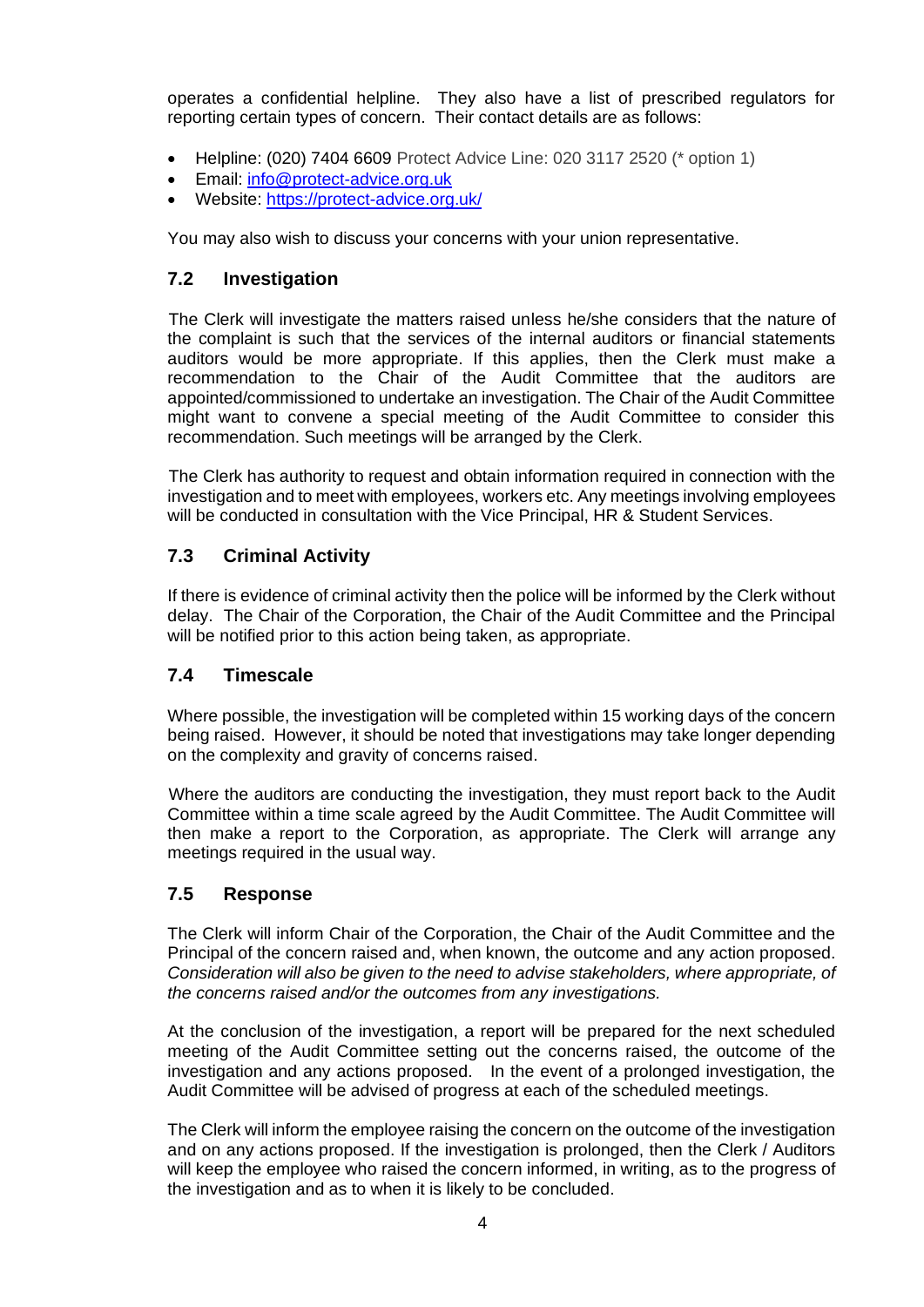operates a confidential helpline. They also have a list of prescribed regulators for reporting certain types of concern. Their contact details are as follows:

- Helpline: (020) 7404 6609 Protect Advice Line: 020 3117 2520 (* option 1)
- Email: [info@protect-advice.org.uk](mailto:info@protect-advice.org.uk)
- Website: [https://protect-advice.org.uk/](https://protect-advice.org.uk/)

You may also wish to discuss your concerns with your union representative.

### 7.2 Investigation

The Clerk will investigate the matters raised unless he/she considers that the nature of the complaint is such that the services of the internal auditors or financial statements auditors would be more appropriate. If this applies, then the Clerk must make a recommendation to the Chair of the Audit Committee that the auditors are appointed/commissioned to undertake an investigation. The Chair of the Audit Committee might want to convene a special meeting of the Audit Committee to consider this recommendation. Such meetings will be arranged by the Clerk.

The Clerk has authority to request and obtain information required in connection with the investigation and to meet with employees, workers etc. Any meetings involving employees will be conducted in consultation with the Vice Principal, HR & Student Services.

### 7.3 Criminal Activity

If there is evidence of criminal activity then the police will be informed by the Clerk without delay. The Chair of the Corporation, the Chair of the Audit Committee and the Principal will be notified prior to this action being taken, as appropriate.

### 7.4 Timescale

Where possible, the investigation will be completed within 15 working days of the concern being raised. However, it should be noted that investigations may take longer depending on the complexity and gravity of concerns raised.

Where the auditors are conducting the investigation, they must report back to the Audit Committee within a time scale agreed by the Audit Committee. The Audit Committee will then make a report to the Corporation, as appropriate. The Clerk will arrange any meetings required in the usual way.

### 7.5 Response

The Clerk will inform Chair of the Corporation, the Chair of the Audit Committee and the Principal of the concern raised and, when known, the outcome and any action proposed. *Consideration will also be given to the need to advise stakeholders, where appropriate, of the concerns raised and/or the outcomes from any investigations.*

At the conclusion of the investigation, a report will be prepared for the next scheduled meeting of the Audit Committee setting out the concerns raised, the outcome of the investigation and any actions proposed. In the event of a prolonged investigation, the Audit Committee will be advised of progress at each of the scheduled meetings.

The Clerk will inform the employee raising the concern on the outcome of the investigation and on any actions proposed. If the investigation is prolonged, then the Clerk / Auditors will keep the employee who raised the concern informed, in writing, as to the progress of the investigation and as to when it is likely to be concluded.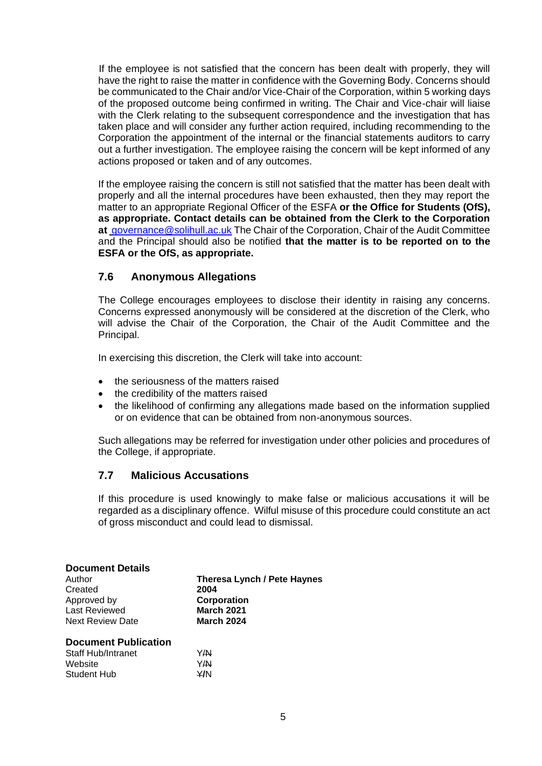If the employee is not satisfied that the concern has been dealt with properly, they will have the right to raise the matter in confidence with the Governing Body. Concerns should be communicated to the Chair and/or Vice-Chair of the Corporation, within 5 working days of the proposed outcome being confirmed in writing. The Chair and Vice-chair will liaise with the Clerk relating to the subsequent correspondence and the investigation that has taken place and will consider any further action required, including recommending to the Corporation the appointment of the internal or the financial statements auditors to carry out a further investigation. The employee raising the concern will be kept informed of any actions proposed or taken and of any outcomes.

If the employee raising the concern is still not satisfied that the matter has been dealt with properly and all the internal procedures have been exhausted, then they may report the matter to an appropriate Regional Officer of the ESFA **or the Office for Students (OfS), as appropriate. Contact details can be obtained from the Clerk to the Corporation at** governance@solihull.ac.uk The Chair of the Corporation, Chair of the Audit Committee and the Principal should also be notified **that the matter is to be reported on to the ESFA or the OfS, as appropriate.**

### 7.6 Anonymous Allegations

The College encourages employees to disclose their identity in raising any concerns. Concerns expressed anonymously will be considered at the discretion of the Clerk, who will advise the Chair of the Corporation, the Chair of the Audit Committee and the Principal.

In exercising this discretion, the Clerk will take into account:

- the seriousness of the matters raised
- the credibility of the matters raised
- the likelihood of confirming any allegations made based on the information supplied or on evidence that can be obtained from non-anonymous sources.

Such allegations may be referred for investigation under other policies and procedures of the College, if appropriate.

### 7.7 Malicious Accusations

If this procedure is used knowingly to make false or malicious accusations it will be regarded as a disciplinary offence. Wilful misuse of this procedure could constitute an act of gross misconduct and could lead to dismissal.

**Document Details**

| | |
|---|---|
| Author | **Theresa Lynch / Pete Haynes** |
| Created | **2004** |
| Approved by | **Corporation** |
| Last Reviewed | **March 2021** |
| Next Review Date | **March 2024** |

**Document Publication**

| | |
|---|---|
| Staff Hub/Intranet | Y/~~N~~ |
| Website | Y/~~N~~ |
| Student Hub | ~~Y~~/N |